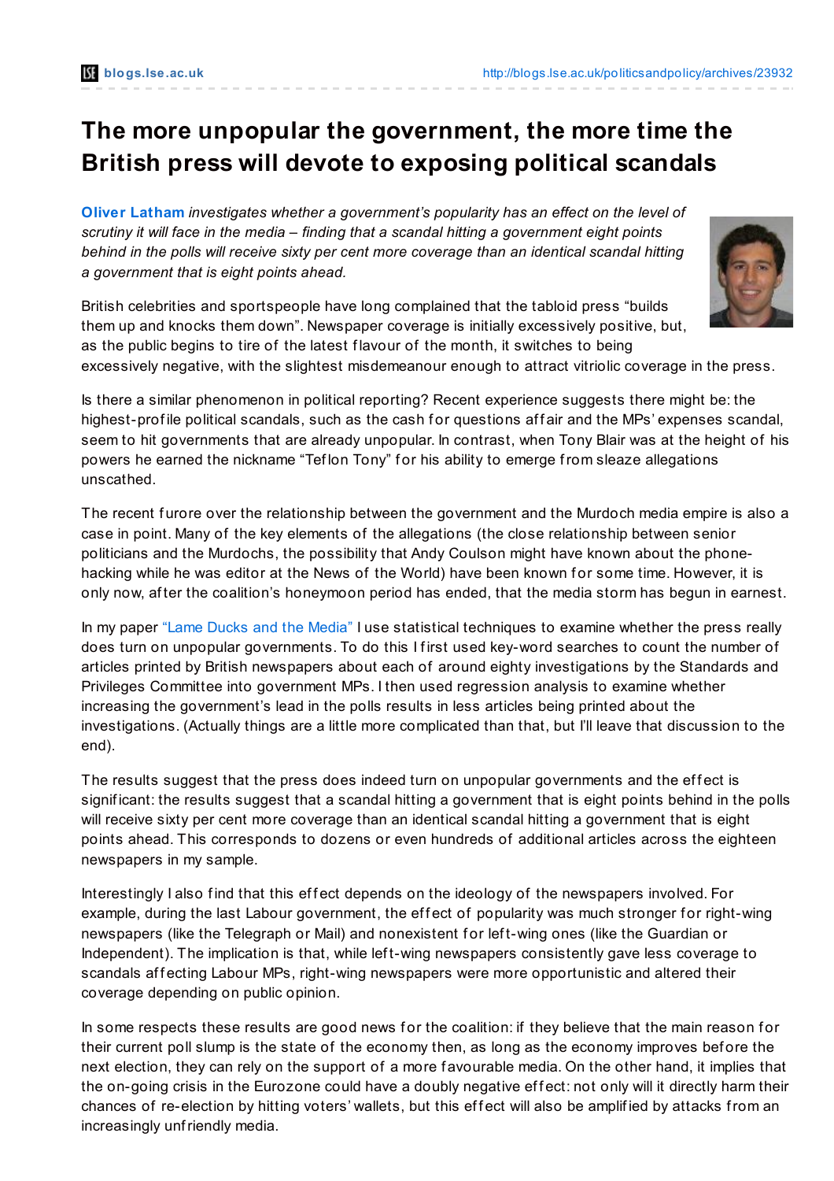# The more unpopular the government, the more time the British press will devote to exposing political scandals

**Oliver Latham** *investigates whether a government's popularity has an effect on the level of scrutiny it will face in the media – finding that a scandal hitting a government eight points behind in the polls will receive sixty per cent more coverage than an identical scandal hitting a government that is eight points ahead.*

British celebrities and sportspeople have long complained that the tabloid press "builds them up and knocks them down". Newspaper coverage is initially excessively positive, but, as the public begins to tire of the latest flavour of the month, it switches to being excessively negative, with the slightest misdemeanour enough to attract vitriolic coverage in the press.

Is there a similar phenomenon in political reporting? Recent experience suggests there might be: the highest-profile political scandals, such as the cash for questions affair and the MPs' expenses scandal, seem to hit governments that are already unpopular. In contrast, when Tony Blair was at the height of his powers he earned the nickname "Teflon Tony" for his ability to emerge from sleaze allegations unscathed.

The recent furore over the relationship between the government and the Murdoch media empire is also a case in point. Many of the key elements of the allegations (the close relationship between senior politicians and the Murdochs, the possibility that Andy Coulson might have known about the phone-hacking while he was editor at the News of the World) have been known for some time. However, it is only now, after the coalition's honeymoon period has ended, that the media storm has begun in earnest.

In my paper "Lame Ducks and the Media" I use statistical techniques to examine whether the press really does turn on unpopular governments. To do this I first used key-word searches to count the number of articles printed by British newspapers about each of around eighty investigations by the Standards and Privileges Committee into government MPs. I then used regression analysis to examine whether increasing the government's lead in the polls results in less articles being printed about the investigations. (Actually things are a little more complicated than that, but I'll leave that discussion to the end).

The results suggest that the press does indeed turn on unpopular governments and the effect is significant: the results suggest that a scandal hitting a government that is eight points behind in the polls will receive sixty per cent more coverage than an identical scandal hitting a government that is eight points ahead. This corresponds to dozens or even hundreds of additional articles across the eighteen newspapers in my sample.

Interestingly I also find that this effect depends on the ideology of the newspapers involved. For example, during the last Labour government, the effect of popularity was much stronger for right-wing newspapers (like the Telegraph or Mail) and nonexistent for left-wing ones (like the Guardian or Independent). The implication is that, while left-wing newspapers consistently gave less coverage to scandals affecting Labour MPs, right-wing newspapers were more opportunistic and altered their coverage depending on public opinion.

In some respects these results are good news for the coalition: if they believe that the main reason for their current poll slump is the state of the economy then, as long as the economy improves before the next election, they can rely on the support of a more favourable media. On the other hand, it implies that the on-going crisis in the Eurozone could have a doubly negative effect: not only will it directly harm their chances of re-election by hitting voters' wallets, but this effect will also be amplified by attacks from an increasingly unfriendly media.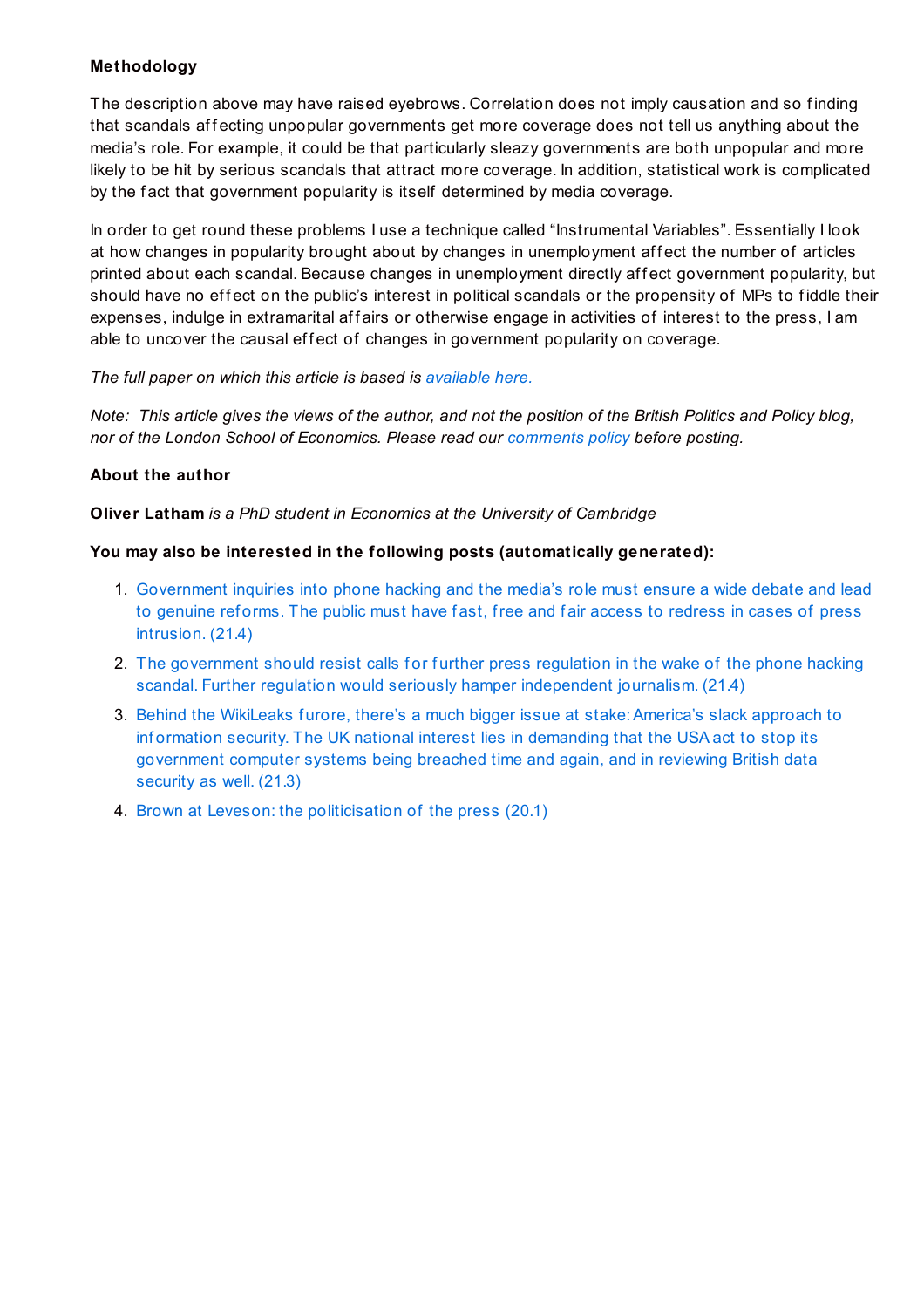**Methodology**

The description above may have raised eyebrows. Correlation does not imply causation and so finding that scandals affecting unpopular governments get more coverage does not tell us anything about the media's role. For example, it could be that particularly sleazy governments are both unpopular and more likely to be hit by serious scandals that attract more coverage. In addition, statistical work is complicated by the fact that government popularity is itself determined by media coverage.

In order to get round these problems I use a technique called "Instrumental Variables". Essentially I look at how changes in popularity brought about by changes in unemployment affect the number of articles printed about each scandal. Because changes in unemployment directly affect government popularity, but should have no effect on the public's interest in political scandals or the propensity of MPs to fiddle their expenses, indulge in extramarital affairs or otherwise engage in activities of interest to the press, I am able to uncover the causal effect of changes in government popularity on coverage.

*The full paper on which this article is based is available here.*

*Note: This article gives the views of the author, and not the position of the British Politics and Policy blog, nor of the London School of Economics. Please read our comments policy before posting.*

**About the author**

**Oliver Latham** *is a PhD student in Economics at the University of Cambridge*

**You may also be interested in the following posts (automatically generated):**

1. Government inquiries into phone hacking and the media's role must ensure a wide debate and lead to genuine reforms. The public must have fast, free and fair access to redress in cases of press intrusion. (21.4)
2. The government should resist calls for further press regulation in the wake of the phone hacking scandal. Further regulation would seriously hamper independent journalism. (21.4)
3. Behind the WikiLeaks furore, there's a much bigger issue at stake: America's slack approach to information security. The UK national interest lies in demanding that the USA act to stop its government computer systems being breached time and again, and in reviewing British data security as well. (21.3)
4. Brown at Leveson: the politicisation of the press (20.1)